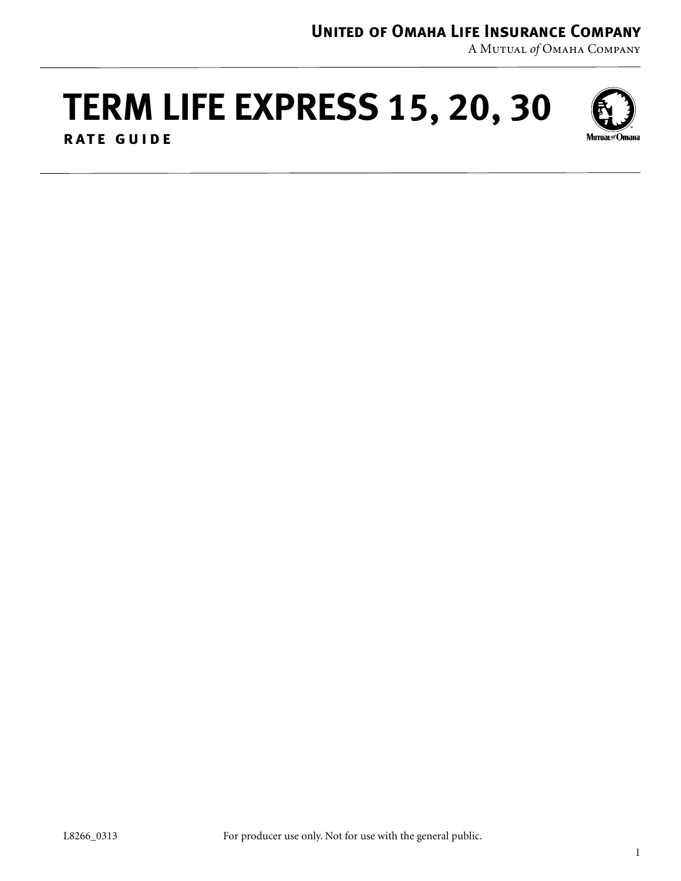**United of Omaha Life Insurance Company**

A Mutual *of* Omaha Company

# TERM LIFE EXPRESS 15, 20, 30

**RATE GUIDE**

L8266_0313 For producer use only. Not for use with the general public.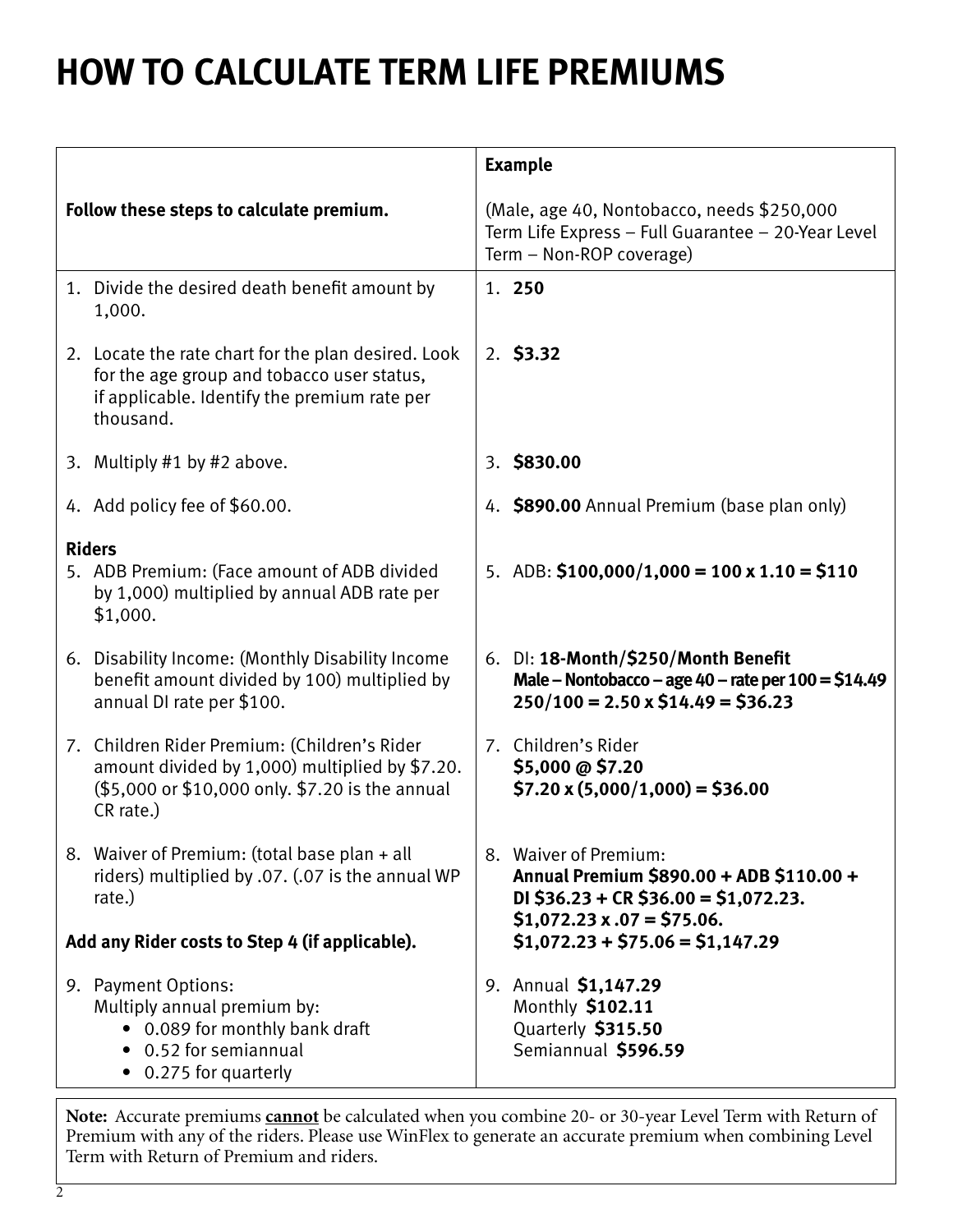# HOW TO CALCULATE TERM LIFE PREMIUMS

| Follow these steps to calculate premium. | **Example**<br><br>(Male, age 40, Nontobacco, needs $250,000 Term Life Express – Full Guarantee – 20-Year Level Term – Non-ROP coverage) |
|---|---|
| 1. Divide the desired death benefit amount by 1,000. | 1. **250** |
| 2. Locate the rate chart for the plan desired. Look for the age group and tobacco user status, if applicable. Identify the premium rate per thousand. | 2. **$3.32** |
| 3. Multiply #1 by #2 above. | 3. **$830.00** |
| 4. Add policy fee of $60.00. | 4. **$890.00** Annual Premium (base plan only) |
| **Riders**<br>5. ADB Premium: (Face amount of ADB divided by 1,000) multiplied by annual ADB rate per $1,000. | 5. ADB: **$100,000/1,000 = 100 x 1.10 = $110** |
| 6. Disability Income: (Monthly Disability Income benefit amount divided by 100) multiplied by annual DI rate per $100. | 6. DI: **18-Month/$250/Month Benefit**<br>**Male – Nontobacco – age 40 – rate per 100 = $14.49**<br>**250/100 = 2.50 x $14.49 = $36.23** |
| 7. Children Rider Premium: (Children's Rider amount divided by 1,000) multiplied by $7.20. ($5,000 or $10,000 only. $7.20 is the annual CR rate.) | 7. Children's Rider<br>**$5,000 @ $7.20**<br>**$7.20 x (5,000/1,000) = $36.00** |
| 8. Waiver of Premium: (total base plan + all riders) multiplied by .07. (.07 is the annual WP rate.)<br><br>**Add any Rider costs to Step 4 (if applicable).** | 8. Waiver of Premium:<br>**Annual Premium $890.00 + ADB $110.00 + DI $36.23 + CR $36.00 = $1,072.23.**<br>**$1,072.23 x .07 = $75.06.**<br>**$1,072.23 + $75.06 = $1,147.29** |
| 9. Payment Options:<br>Multiply annual premium by:<br>• 0.089 for monthly bank draft<br>• 0.52 for semiannual<br>• 0.275 for quarterly | 9. Annual **$1,147.29**<br>Monthly **$102.11**<br>Quarterly **$315.50**<br>Semiannual **$596.59** |

**Note:** Accurate premiums **cannot** be calculated when you combine 20- or 30-year Level Term with Return of Premium with any of the riders. Please use WinFlex to generate an accurate premium when combining Level Term with Return of Premium and riders.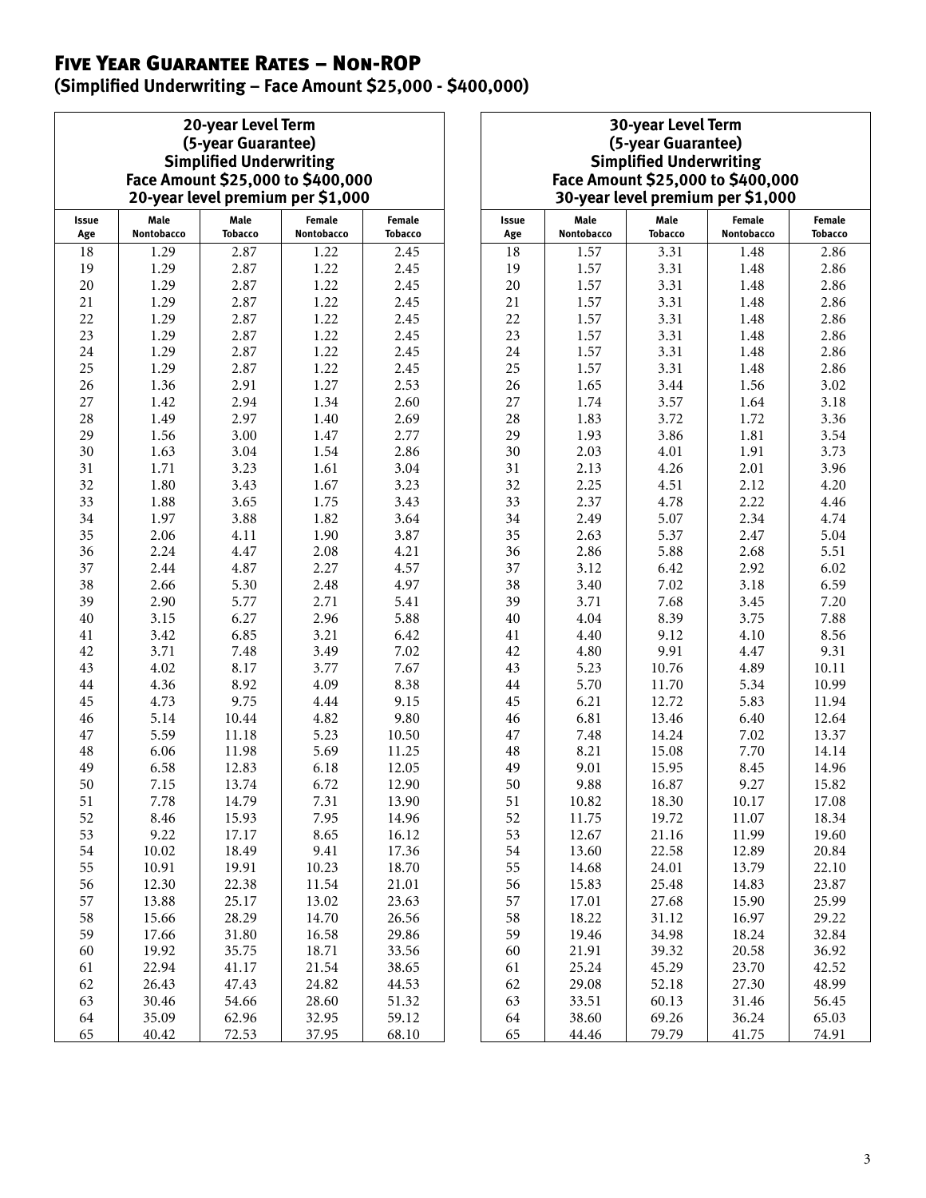# Five Year Guarantee Rates – Non-ROP

**(Simplified Underwriting – Face Amount $25,000 - $400,000)**

| 20-year Level Term (5-year Guarantee) Simplified Underwriting Face Amount $25,000 to $400,000 20-year level premium per $1,000 | | | | |
|---|---|---|---|---|
| Issue Age | Male Nontobacco | Male Tobacco | Female Nontobacco | Female Tobacco |
| 18 | 1.29 | 2.87 | 1.22 | 2.45 |
| 19 | 1.29 | 2.87 | 1.22 | 2.45 |
| 20 | 1.29 | 2.87 | 1.22 | 2.45 |
| 21 | 1.29 | 2.87 | 1.22 | 2.45 |
| 22 | 1.29 | 2.87 | 1.22 | 2.45 |
| 23 | 1.29 | 2.87 | 1.22 | 2.45 |
| 24 | 1.29 | 2.87 | 1.22 | 2.45 |
| 25 | 1.29 | 2.87 | 1.22 | 2.45 |
| 26 | 1.36 | 2.91 | 1.27 | 2.53 |
| 27 | 1.42 | 2.94 | 1.34 | 2.60 |
| 28 | 1.49 | 2.97 | 1.40 | 2.69 |
| 29 | 1.56 | 3.00 | 1.47 | 2.77 |
| 30 | 1.63 | 3.04 | 1.54 | 2.86 |
| 31 | 1.71 | 3.23 | 1.61 | 3.04 |
| 32 | 1.80 | 3.43 | 1.67 | 3.23 |
| 33 | 1.88 | 3.65 | 1.75 | 3.43 |
| 34 | 1.97 | 3.88 | 1.82 | 3.64 |
| 35 | 2.06 | 4.11 | 1.90 | 3.87 |
| 36 | 2.24 | 4.47 | 2.08 | 4.21 |
| 37 | 2.44 | 4.87 | 2.27 | 4.57 |
| 38 | 2.66 | 5.30 | 2.48 | 4.97 |
| 39 | 2.90 | 5.77 | 2.71 | 5.41 |
| 40 | 3.15 | 6.27 | 2.96 | 5.88 |
| 41 | 3.42 | 6.85 | 3.21 | 6.42 |
| 42 | 3.71 | 7.48 | 3.49 | 7.02 |
| 43 | 4.02 | 8.17 | 3.77 | 7.67 |
| 44 | 4.36 | 8.92 | 4.09 | 8.38 |
| 45 | 4.73 | 9.75 | 4.44 | 9.15 |
| 46 | 5.14 | 10.44 | 4.82 | 9.80 |
| 47 | 5.59 | 11.18 | 5.23 | 10.50 |
| 48 | 6.06 | 11.98 | 5.69 | 11.25 |
| 49 | 6.58 | 12.83 | 6.18 | 12.05 |
| 50 | 7.15 | 13.74 | 6.72 | 12.90 |
| 51 | 7.78 | 14.79 | 7.31 | 13.90 |
| 52 | 8.46 | 15.93 | 7.95 | 14.96 |
| 53 | 9.22 | 17.17 | 8.65 | 16.12 |
| 54 | 10.02 | 18.49 | 9.41 | 17.36 |
| 55 | 10.91 | 19.91 | 10.23 | 18.70 |
| 56 | 12.30 | 22.38 | 11.54 | 21.01 |
| 57 | 13.88 | 25.17 | 13.02 | 23.63 |
| 58 | 15.66 | 28.29 | 14.70 | 26.56 |
| 59 | 17.66 | 31.80 | 16.58 | 29.86 |
| 60 | 19.92 | 35.75 | 18.71 | 33.56 |
| 61 | 22.94 | 41.17 | 21.54 | 38.65 |
| 62 | 26.43 | 47.43 | 24.82 | 44.53 |
| 63 | 30.46 | 54.66 | 28.60 | 51.32 |
| 64 | 35.09 | 62.96 | 32.95 | 59.12 |
| 65 | 40.42 | 72.53 | 37.95 | 68.10 |

| 30-year Level Term (5-year Guarantee) Simplified Underwriting Face Amount $25,000 to $400,000 30-year level premium per $1,000 | | | | |
|---|---|---|---|---|
| Issue Age | Male Nontobacco | Male Tobacco | Female Nontobacco | Female Tobacco |
| 18 | 1.57 | 3.31 | 1.48 | 2.86 |
| 19 | 1.57 | 3.31 | 1.48 | 2.86 |
| 20 | 1.57 | 3.31 | 1.48 | 2.86 |
| 21 | 1.57 | 3.31 | 1.48 | 2.86 |
| 22 | 1.57 | 3.31 | 1.48 | 2.86 |
| 23 | 1.57 | 3.31 | 1.48 | 2.86 |
| 24 | 1.57 | 3.31 | 1.48 | 2.86 |
| 25 | 1.57 | 3.31 | 1.48 | 2.86 |
| 26 | 1.65 | 3.44 | 1.56 | 3.02 |
| 27 | 1.74 | 3.57 | 1.64 | 3.18 |
| 28 | 1.83 | 3.72 | 1.72 | 3.36 |
| 29 | 1.93 | 3.86 | 1.81 | 3.54 |
| 30 | 2.03 | 4.01 | 1.91 | 3.73 |
| 31 | 2.13 | 4.26 | 2.01 | 3.96 |
| 32 | 2.25 | 4.51 | 2.12 | 4.20 |
| 33 | 2.37 | 4.78 | 2.22 | 4.46 |
| 34 | 2.49 | 5.07 | 2.34 | 4.74 |
| 35 | 2.63 | 5.37 | 2.47 | 5.04 |
| 36 | 2.86 | 5.88 | 2.68 | 5.51 |
| 37 | 3.12 | 6.42 | 2.92 | 6.02 |
| 38 | 3.40 | 7.02 | 3.18 | 6.59 |
| 39 | 3.71 | 7.68 | 3.45 | 7.20 |
| 40 | 4.04 | 8.39 | 3.75 | 7.88 |
| 41 | 4.40 | 9.12 | 4.10 | 8.56 |
| 42 | 4.80 | 9.91 | 4.47 | 9.31 |
| 43 | 5.23 | 10.76 | 4.89 | 10.11 |
| 44 | 5.70 | 11.70 | 5.34 | 10.99 |
| 45 | 6.21 | 12.72 | 5.83 | 11.94 |
| 46 | 6.81 | 13.46 | 6.40 | 12.64 |
| 47 | 7.48 | 14.24 | 7.02 | 13.37 |
| 48 | 8.21 | 15.08 | 7.70 | 14.14 |
| 49 | 9.01 | 15.95 | 8.45 | 14.96 |
| 50 | 9.88 | 16.87 | 9.27 | 15.82 |
| 51 | 10.82 | 18.30 | 10.17 | 17.08 |
| 52 | 11.75 | 19.72 | 11.07 | 18.34 |
| 53 | 12.67 | 21.16 | 11.99 | 19.60 |
| 54 | 13.60 | 22.58 | 12.89 | 20.84 |
| 55 | 14.68 | 24.01 | 13.79 | 22.10 |
| 56 | 15.83 | 25.48 | 14.83 | 23.87 |
| 57 | 17.01 | 27.68 | 15.90 | 25.99 |
| 58 | 18.22 | 31.12 | 16.97 | 29.22 |
| 59 | 19.46 | 34.98 | 18.24 | 32.84 |
| 60 | 21.91 | 39.32 | 20.58 | 36.92 |
| 61 | 25.24 | 45.29 | 23.70 | 42.52 |
| 62 | 29.08 | 52.18 | 27.30 | 48.99 |
| 63 | 33.51 | 60.13 | 31.46 | 56.45 |
| 64 | 38.60 | 69.26 | 36.24 | 65.03 |
| 65 | 44.46 | 79.79 | 41.75 | 74.91 |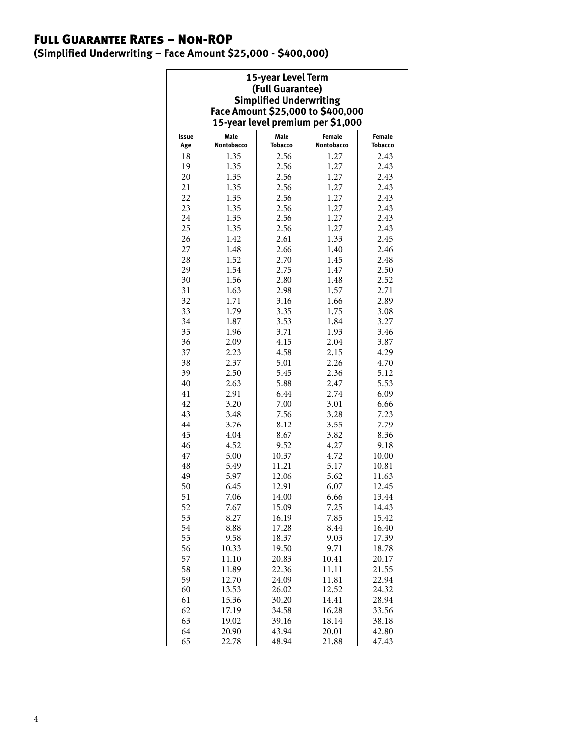# Full Guarantee Rates – Non-ROP

**(Simplified Underwriting – Face Amount $25,000 - $400,000)**

| 15-year Level Term (Full Guarantee) Simplified Underwriting Face Amount $25,000 to $400,000 15-year level premium per $1,000 | | | | |
|---|---|---|---|---|
| **Issue Age** | **Male Nontobacco** | **Male Tobacco** | **Female Nontobacco** | **Female Tobacco** |
| 18 | 1.35 | 2.56 | 1.27 | 2.43 |
| 19 | 1.35 | 2.56 | 1.27 | 2.43 |
| 20 | 1.35 | 2.56 | 1.27 | 2.43 |
| 21 | 1.35 | 2.56 | 1.27 | 2.43 |
| 22 | 1.35 | 2.56 | 1.27 | 2.43 |
| 23 | 1.35 | 2.56 | 1.27 | 2.43 |
| 24 | 1.35 | 2.56 | 1.27 | 2.43 |
| 25 | 1.35 | 2.56 | 1.27 | 2.43 |
| 26 | 1.42 | 2.61 | 1.33 | 2.45 |
| 27 | 1.48 | 2.66 | 1.40 | 2.46 |
| 28 | 1.52 | 2.70 | 1.45 | 2.48 |
| 29 | 1.54 | 2.75 | 1.47 | 2.50 |
| 30 | 1.56 | 2.80 | 1.48 | 2.52 |
| 31 | 1.63 | 2.98 | 1.57 | 2.71 |
| 32 | 1.71 | 3.16 | 1.66 | 2.89 |
| 33 | 1.79 | 3.35 | 1.75 | 3.08 |
| 34 | 1.87 | 3.53 | 1.84 | 3.27 |
| 35 | 1.96 | 3.71 | 1.93 | 3.46 |
| 36 | 2.09 | 4.15 | 2.04 | 3.87 |
| 37 | 2.23 | 4.58 | 2.15 | 4.29 |
| 38 | 2.37 | 5.01 | 2.26 | 4.70 |
| 39 | 2.50 | 5.45 | 2.36 | 5.12 |
| 40 | 2.63 | 5.88 | 2.47 | 5.53 |
| 41 | 2.91 | 6.44 | 2.74 | 6.09 |
| 42 | 3.20 | 7.00 | 3.01 | 6.66 |
| 43 | 3.48 | 7.56 | 3.28 | 7.23 |
| 44 | 3.76 | 8.12 | 3.55 | 7.79 |
| 45 | 4.04 | 8.67 | 3.82 | 8.36 |
| 46 | 4.52 | 9.52 | 4.27 | 9.18 |
| 47 | 5.00 | 10.37 | 4.72 | 10.00 |
| 48 | 5.49 | 11.21 | 5.17 | 10.81 |
| 49 | 5.97 | 12.06 | 5.62 | 11.63 |
| 50 | 6.45 | 12.91 | 6.07 | 12.45 |
| 51 | 7.06 | 14.00 | 6.66 | 13.44 |
| 52 | 7.67 | 15.09 | 7.25 | 14.43 |
| 53 | 8.27 | 16.19 | 7.85 | 15.42 |
| 54 | 8.88 | 17.28 | 8.44 | 16.40 |
| 55 | 9.58 | 18.37 | 9.03 | 17.39 |
| 56 | 10.33 | 19.50 | 9.71 | 18.78 |
| 57 | 11.10 | 20.83 | 10.41 | 20.17 |
| 58 | 11.89 | 22.36 | 11.11 | 21.55 |
| 59 | 12.70 | 24.09 | 11.81 | 22.94 |
| 60 | 13.53 | 26.02 | 12.52 | 24.32 |
| 61 | 15.36 | 30.20 | 14.41 | 28.94 |
| 62 | 17.19 | 34.58 | 16.28 | 33.56 |
| 63 | 19.02 | 39.16 | 18.14 | 38.18 |
| 64 | 20.90 | 43.94 | 20.01 | 42.80 |
| 65 | 22.78 | 48.94 | 21.88 | 47.43 |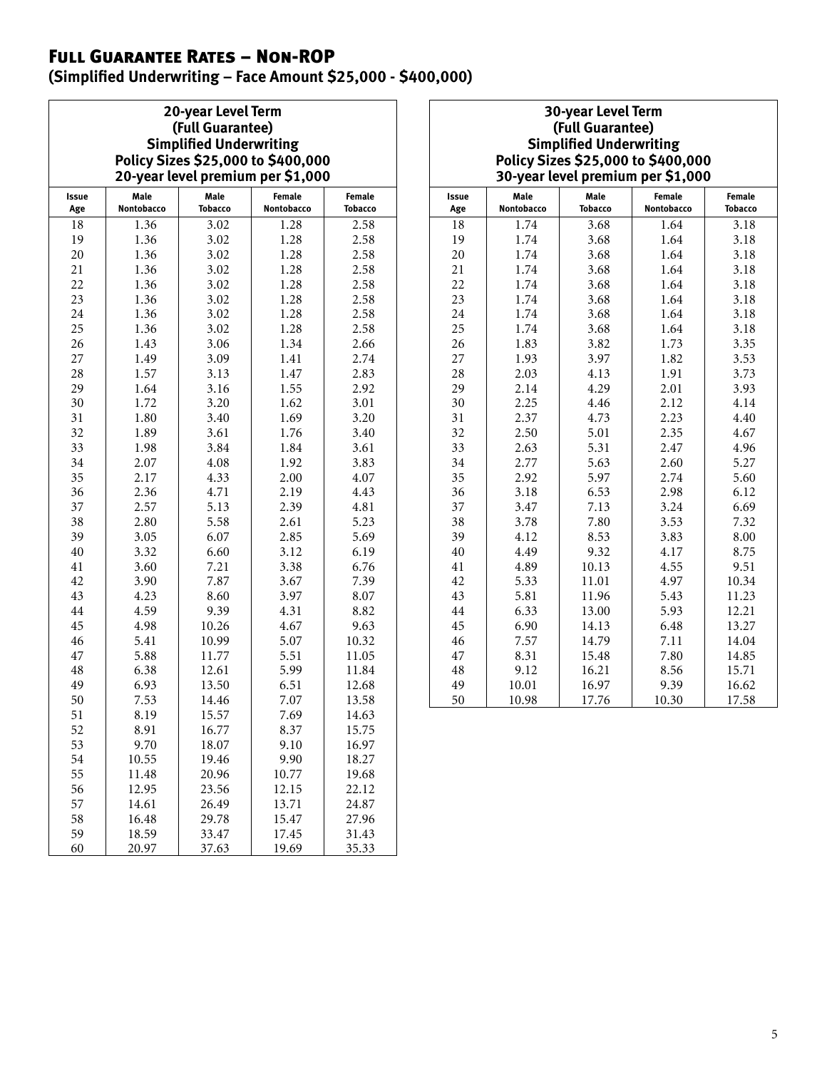# Full Guarantee Rates – Non-ROP

**(Simplified Underwriting – Face Amount $25,000 - $400,000)**

| 20-year Level Term (Full Guarantee) Simplified Underwriting Policy Sizes $25,000 to $400,000 20-year level premium per $1,000 | | | | |
|---|---|---|---|---|
| **Issue Age** | **Male Nontobacco** | **Male Tobacco** | **Female Nontobacco** | **Female Tobacco** |
| 18 | 1.36 | 3.02 | 1.28 | 2.58 |
| 19 | 1.36 | 3.02 | 1.28 | 2.58 |
| 20 | 1.36 | 3.02 | 1.28 | 2.58 |
| 21 | 1.36 | 3.02 | 1.28 | 2.58 |
| 22 | 1.36 | 3.02 | 1.28 | 2.58 |
| 23 | 1.36 | 3.02 | 1.28 | 2.58 |
| 24 | 1.36 | 3.02 | 1.28 | 2.58 |
| 25 | 1.36 | 3.02 | 1.28 | 2.58 |
| 26 | 1.43 | 3.06 | 1.34 | 2.66 |
| 27 | 1.49 | 3.09 | 1.41 | 2.74 |
| 28 | 1.57 | 3.13 | 1.47 | 2.83 |
| 29 | 1.64 | 3.16 | 1.55 | 2.92 |
| 30 | 1.72 | 3.20 | 1.62 | 3.01 |
| 31 | 1.80 | 3.40 | 1.69 | 3.20 |
| 32 | 1.89 | 3.61 | 1.76 | 3.40 |
| 33 | 1.98 | 3.84 | 1.84 | 3.61 |
| 34 | 2.07 | 4.08 | 1.92 | 3.83 |
| 35 | 2.17 | 4.33 | 2.00 | 4.07 |
| 36 | 2.36 | 4.71 | 2.19 | 4.43 |
| 37 | 2.57 | 5.13 | 2.39 | 4.81 |
| 38 | 2.80 | 5.58 | 2.61 | 5.23 |
| 39 | 3.05 | 6.07 | 2.85 | 5.69 |
| 40 | 3.32 | 6.60 | 3.12 | 6.19 |
| 41 | 3.60 | 7.21 | 3.38 | 6.76 |
| 42 | 3.90 | 7.87 | 3.67 | 7.39 |
| 43 | 4.23 | 8.60 | 3.97 | 8.07 |
| 44 | 4.59 | 9.39 | 4.31 | 8.82 |
| 45 | 4.98 | 10.26 | 4.67 | 9.63 |
| 46 | 5.41 | 10.99 | 5.07 | 10.32 |
| 47 | 5.88 | 11.77 | 5.51 | 11.05 |
| 48 | 6.38 | 12.61 | 5.99 | 11.84 |
| 49 | 6.93 | 13.50 | 6.51 | 12.68 |
| 50 | 7.53 | 14.46 | 7.07 | 13.58 |
| 51 | 8.19 | 15.57 | 7.69 | 14.63 |
| 52 | 8.91 | 16.77 | 8.37 | 15.75 |
| 53 | 9.70 | 18.07 | 9.10 | 16.97 |
| 54 | 10.55 | 19.46 | 9.90 | 18.27 |
| 55 | 11.48 | 20.96 | 10.77 | 19.68 |
| 56 | 12.95 | 23.56 | 12.15 | 22.12 |
| 57 | 14.61 | 26.49 | 13.71 | 24.87 |
| 58 | 16.48 | 29.78 | 15.47 | 27.96 |
| 59 | 18.59 | 33.47 | 17.45 | 31.43 |
| 60 | 20.97 | 37.63 | 19.69 | 35.33 |

| 30-year Level Term (Full Guarantee) Simplified Underwriting Policy Sizes $25,000 to $400,000 30-year level premium per $1,000 | | | | |
|---|---|---|---|---|
| **Issue Age** | **Male Nontobacco** | **Male Tobacco** | **Female Nontobacco** | **Female Tobacco** |
| 18 | 1.74 | 3.68 | 1.64 | 3.18 |
| 19 | 1.74 | 3.68 | 1.64 | 3.18 |
| 20 | 1.74 | 3.68 | 1.64 | 3.18 |
| 21 | 1.74 | 3.68 | 1.64 | 3.18 |
| 22 | 1.74 | 3.68 | 1.64 | 3.18 |
| 23 | 1.74 | 3.68 | 1.64 | 3.18 |
| 24 | 1.74 | 3.68 | 1.64 | 3.18 |
| 25 | 1.74 | 3.68 | 1.64 | 3.18 |
| 26 | 1.83 | 3.82 | 1.73 | 3.35 |
| 27 | 1.93 | 3.97 | 1.82 | 3.53 |
| 28 | 2.03 | 4.13 | 1.91 | 3.73 |
| 29 | 2.14 | 4.29 | 2.01 | 3.93 |
| 30 | 2.25 | 4.46 | 2.12 | 4.14 |
| 31 | 2.37 | 4.73 | 2.23 | 4.40 |
| 32 | 2.50 | 5.01 | 2.35 | 4.67 |
| 33 | 2.63 | 5.31 | 2.47 | 4.96 |
| 34 | 2.77 | 5.63 | 2.60 | 5.27 |
| 35 | 2.92 | 5.97 | 2.74 | 5.60 |
| 36 | 3.18 | 6.53 | 2.98 | 6.12 |
| 37 | 3.47 | 7.13 | 3.24 | 6.69 |
| 38 | 3.78 | 7.80 | 3.53 | 7.32 |
| 39 | 4.12 | 8.53 | 3.83 | 8.00 |
| 40 | 4.49 | 9.32 | 4.17 | 8.75 |
| 41 | 4.89 | 10.13 | 4.55 | 9.51 |
| 42 | 5.33 | 11.01 | 4.97 | 10.34 |
| 43 | 5.81 | 11.96 | 5.43 | 11.23 |
| 44 | 6.33 | 13.00 | 5.93 | 12.21 |
| 45 | 6.90 | 14.13 | 6.48 | 13.27 |
| 46 | 7.57 | 14.79 | 7.11 | 14.04 |
| 47 | 8.31 | 15.48 | 7.80 | 14.85 |
| 48 | 9.12 | 16.21 | 8.56 | 15.71 |
| 49 | 10.01 | 16.97 | 9.39 | 16.62 |
| 50 | 10.98 | 17.76 | 10.30 | 17.58 |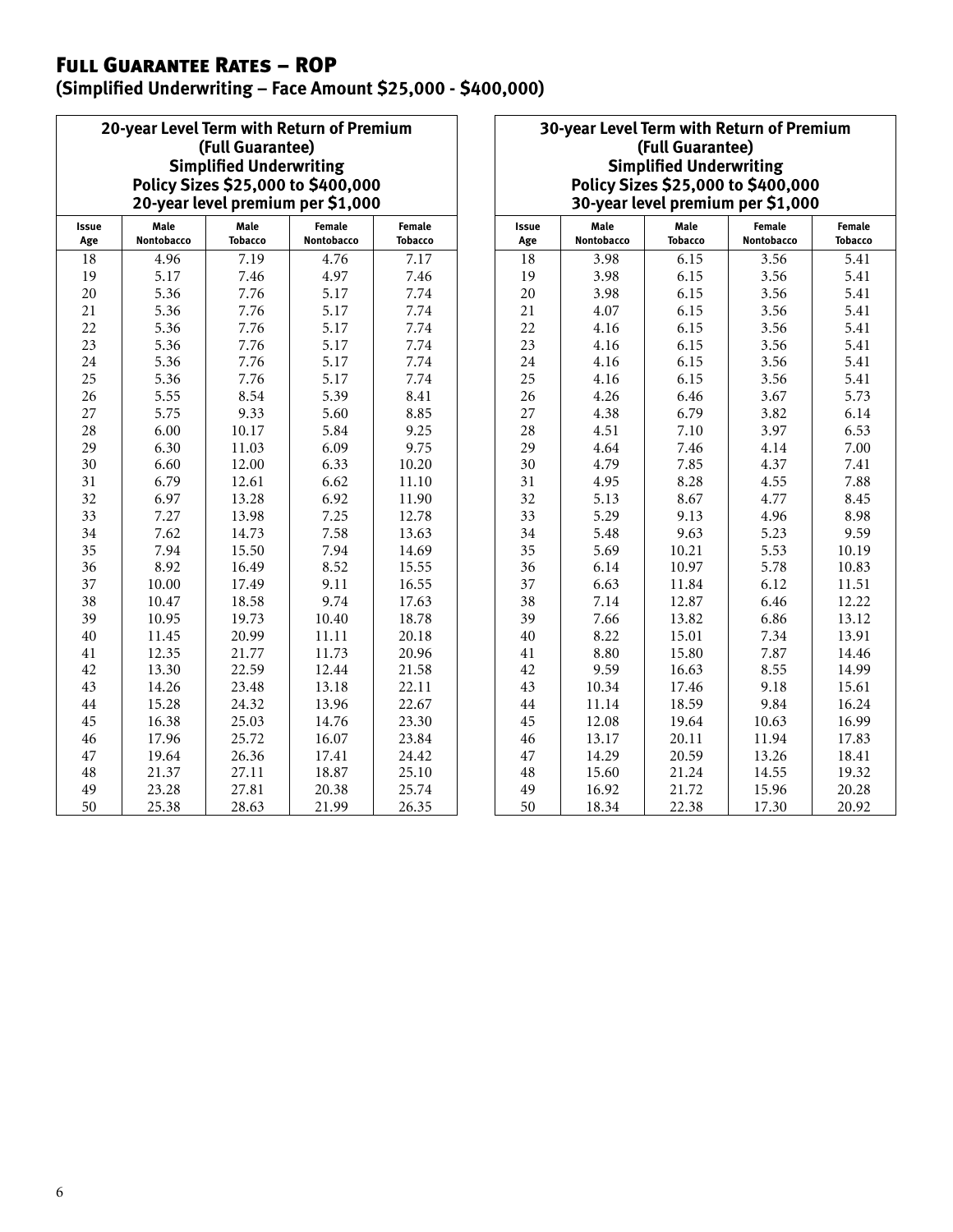# Full Guarantee Rates – ROP

## (Simplified Underwriting – Face Amount $25,000 - $400,000)

| 20-year Level Term with Return of Premium (Full Guarantee) Simplified Underwriting Policy Sizes $25,000 to $400,000 20-year level premium per $1,000 | | | | |
|---|---|---|---|---|
| Issue Age | Male Nontobacco | Male Tobacco | Female Nontobacco | Female Tobacco |
| 18 | 4.96 | 7.19 | 4.76 | 7.17 |
| 19 | 5.17 | 7.46 | 4.97 | 7.46 |
| 20 | 5.36 | 7.76 | 5.17 | 7.74 |
| 21 | 5.36 | 7.76 | 5.17 | 7.74 |
| 22 | 5.36 | 7.76 | 5.17 | 7.74 |
| 23 | 5.36 | 7.76 | 5.17 | 7.74 |
| 24 | 5.36 | 7.76 | 5.17 | 7.74 |
| 25 | 5.36 | 7.76 | 5.17 | 7.74 |
| 26 | 5.55 | 8.54 | 5.39 | 8.41 |
| 27 | 5.75 | 9.33 | 5.60 | 8.85 |
| 28 | 6.00 | 10.17 | 5.84 | 9.25 |
| 29 | 6.30 | 11.03 | 6.09 | 9.75 |
| 30 | 6.60 | 12.00 | 6.33 | 10.20 |
| 31 | 6.79 | 12.61 | 6.62 | 11.10 |
| 32 | 6.97 | 13.28 | 6.92 | 11.90 |
| 33 | 7.27 | 13.98 | 7.25 | 12.78 |
| 34 | 7.62 | 14.73 | 7.58 | 13.63 |
| 35 | 7.94 | 15.50 | 7.94 | 14.69 |
| 36 | 8.92 | 16.49 | 8.52 | 15.55 |
| 37 | 10.00 | 17.49 | 9.11 | 16.55 |
| 38 | 10.47 | 18.58 | 9.74 | 17.63 |
| 39 | 10.95 | 19.73 | 10.40 | 18.78 |
| 40 | 11.45 | 20.99 | 11.11 | 20.18 |
| 41 | 12.35 | 21.77 | 11.73 | 20.96 |
| 42 | 13.30 | 22.59 | 12.44 | 21.58 |
| 43 | 14.26 | 23.48 | 13.18 | 22.11 |
| 44 | 15.28 | 24.32 | 13.96 | 22.67 |
| 45 | 16.38 | 25.03 | 14.76 | 23.30 |
| 46 | 17.96 | 25.72 | 16.07 | 23.84 |
| 47 | 19.64 | 26.36 | 17.41 | 24.42 |
| 48 | 21.37 | 27.11 | 18.87 | 25.10 |
| 49 | 23.28 | 27.81 | 20.38 | 25.74 |
| 50 | 25.38 | 28.63 | 21.99 | 26.35 |

| 30-year Level Term with Return of Premium (Full Guarantee) Simplified Underwriting Policy Sizes $25,000 to $400,000 30-year level premium per $1,000 | | | | |
|---|---|---|---|---|
| Issue Age | Male Nontobacco | Male Tobacco | Female Nontobacco | Female Tobacco |
| 18 | 3.98 | 6.15 | 3.56 | 5.41 |
| 19 | 3.98 | 6.15 | 3.56 | 5.41 |
| 20 | 3.98 | 6.15 | 3.56 | 5.41 |
| 21 | 4.07 | 6.15 | 3.56 | 5.41 |
| 22 | 4.16 | 6.15 | 3.56 | 5.41 |
| 23 | 4.16 | 6.15 | 3.56 | 5.41 |
| 24 | 4.16 | 6.15 | 3.56 | 5.41 |
| 25 | 4.16 | 6.15 | 3.56 | 5.41 |
| 26 | 4.26 | 6.46 | 3.67 | 5.73 |
| 27 | 4.38 | 6.79 | 3.82 | 6.14 |
| 28 | 4.51 | 7.10 | 3.97 | 6.53 |
| 29 | 4.64 | 7.46 | 4.14 | 7.00 |
| 30 | 4.79 | 7.85 | 4.37 | 7.41 |
| 31 | 4.95 | 8.28 | 4.55 | 7.88 |
| 32 | 5.13 | 8.67 | 4.77 | 8.45 |
| 33 | 5.29 | 9.13 | 4.96 | 8.98 |
| 34 | 5.48 | 9.63 | 5.23 | 9.59 |
| 35 | 5.69 | 10.21 | 5.53 | 10.19 |
| 36 | 6.14 | 10.97 | 5.78 | 10.83 |
| 37 | 6.63 | 11.84 | 6.12 | 11.51 |
| 38 | 7.14 | 12.87 | 6.46 | 12.22 |
| 39 | 7.66 | 13.82 | 6.86 | 13.12 |
| 40 | 8.22 | 15.01 | 7.34 | 13.91 |
| 41 | 8.80 | 15.80 | 7.87 | 14.46 |
| 42 | 9.59 | 16.63 | 8.55 | 14.99 |
| 43 | 10.34 | 17.46 | 9.18 | 15.61 |
| 44 | 11.14 | 18.59 | 9.84 | 16.24 |
| 45 | 12.08 | 19.64 | 10.63 | 16.99 |
| 46 | 13.17 | 20.11 | 11.94 | 17.83 |
| 47 | 14.29 | 20.59 | 13.26 | 18.41 |
| 48 | 15.60 | 21.24 | 14.55 | 19.32 |
| 49 | 16.92 | 21.72 | 15.96 | 20.28 |
| 50 | 18.34 | 22.38 | 17.30 | 20.92 |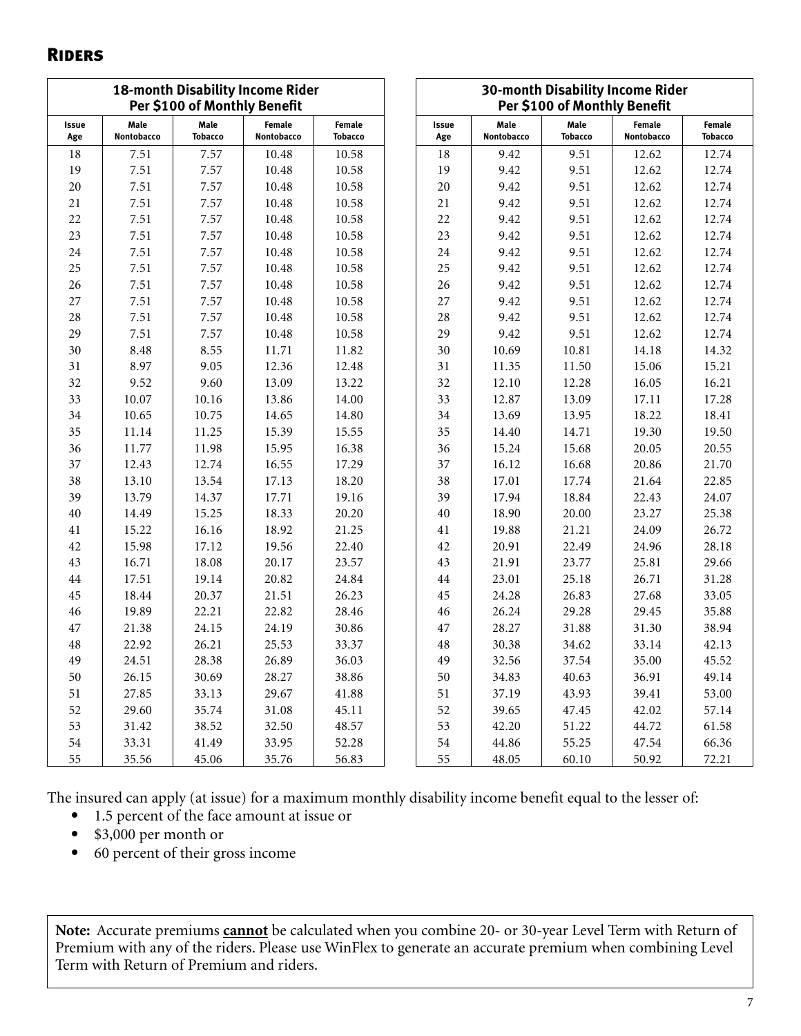## Riders

| 18-month Disability Income Rider Per $100 of Monthly Benefit | | | | |
|---|---|---|---|---|
| Issue Age | Male Nontobacco | Male Tobacco | Female Nontobacco | Female Tobacco |
| 18 | 7.51 | 7.57 | 10.48 | 10.58 |
| 19 | 7.51 | 7.57 | 10.48 | 10.58 |
| 20 | 7.51 | 7.57 | 10.48 | 10.58 |
| 21 | 7.51 | 7.57 | 10.48 | 10.58 |
| 22 | 7.51 | 7.57 | 10.48 | 10.58 |
| 23 | 7.51 | 7.57 | 10.48 | 10.58 |
| 24 | 7.51 | 7.57 | 10.48 | 10.58 |
| 25 | 7.51 | 7.57 | 10.48 | 10.58 |
| 26 | 7.51 | 7.57 | 10.48 | 10.58 |
| 27 | 7.51 | 7.57 | 10.48 | 10.58 |
| 28 | 7.51 | 7.57 | 10.48 | 10.58 |
| 29 | 7.51 | 7.57 | 10.48 | 10.58 |
| 30 | 8.48 | 8.55 | 11.71 | 11.82 |
| 31 | 8.97 | 9.05 | 12.36 | 12.48 |
| 32 | 9.52 | 9.60 | 13.09 | 13.22 |
| 33 | 10.07 | 10.16 | 13.86 | 14.00 |
| 34 | 10.65 | 10.75 | 14.65 | 14.80 |
| 35 | 11.14 | 11.25 | 15.39 | 15.55 |
| 36 | 11.77 | 11.98 | 15.95 | 16.38 |
| 37 | 12.43 | 12.74 | 16.55 | 17.29 |
| 38 | 13.10 | 13.54 | 17.13 | 18.20 |
| 39 | 13.79 | 14.37 | 17.71 | 19.16 |
| 40 | 14.49 | 15.25 | 18.33 | 20.20 |
| 41 | 15.22 | 16.16 | 18.92 | 21.25 |
| 42 | 15.98 | 17.12 | 19.56 | 22.40 |
| 43 | 16.71 | 18.08 | 20.17 | 23.57 |
| 44 | 17.51 | 19.14 | 20.82 | 24.84 |
| 45 | 18.44 | 20.37 | 21.51 | 26.23 |
| 46 | 19.89 | 22.21 | 22.82 | 28.46 |
| 47 | 21.38 | 24.15 | 24.19 | 30.86 |
| 48 | 22.92 | 26.21 | 25.53 | 33.37 |
| 49 | 24.51 | 28.38 | 26.89 | 36.03 |
| 50 | 26.15 | 30.69 | 28.27 | 38.86 |
| 51 | 27.85 | 33.13 | 29.67 | 41.88 |
| 52 | 29.60 | 35.74 | 31.08 | 45.11 |
| 53 | 31.42 | 38.52 | 32.50 | 48.57 |
| 54 | 33.31 | 41.49 | 33.95 | 52.28 |
| 55 | 35.56 | 45.06 | 35.76 | 56.83 |

| 30-month Disability Income Rider Per $100 of Monthly Benefit | | | | |
|---|---|---|---|---|
| Issue Age | Male Nontobacco | Male Tobacco | Female Nontobacco | Female Tobacco |
| 18 | 9.42 | 9.51 | 12.62 | 12.74 |
| 19 | 9.42 | 9.51 | 12.62 | 12.74 |
| 20 | 9.42 | 9.51 | 12.62 | 12.74 |
| 21 | 9.42 | 9.51 | 12.62 | 12.74 |
| 22 | 9.42 | 9.51 | 12.62 | 12.74 |
| 23 | 9.42 | 9.51 | 12.62 | 12.74 |
| 24 | 9.42 | 9.51 | 12.62 | 12.74 |
| 25 | 9.42 | 9.51 | 12.62 | 12.74 |
| 26 | 9.42 | 9.51 | 12.62 | 12.74 |
| 27 | 9.42 | 9.51 | 12.62 | 12.74 |
| 28 | 9.42 | 9.51 | 12.62 | 12.74 |
| 29 | 9.42 | 9.51 | 12.62 | 12.74 |
| 30 | 10.69 | 10.81 | 14.18 | 14.32 |
| 31 | 11.35 | 11.50 | 15.06 | 15.21 |
| 32 | 12.10 | 12.28 | 16.05 | 16.21 |
| 33 | 12.87 | 13.09 | 17.11 | 17.28 |
| 34 | 13.69 | 13.95 | 18.22 | 18.41 |
| 35 | 14.40 | 14.71 | 19.30 | 19.50 |
| 36 | 15.24 | 15.68 | 20.05 | 20.55 |
| 37 | 16.12 | 16.68 | 20.86 | 21.70 |
| 38 | 17.01 | 17.74 | 21.64 | 22.85 |
| 39 | 17.94 | 18.84 | 22.43 | 24.07 |
| 40 | 18.90 | 20.00 | 23.27 | 25.38 |
| 41 | 19.88 | 21.21 | 24.09 | 26.72 |
| 42 | 20.91 | 22.49 | 24.96 | 28.18 |
| 43 | 21.91 | 23.77 | 25.81 | 29.66 |
| 44 | 23.01 | 25.18 | 26.71 | 31.28 |
| 45 | 24.28 | 26.83 | 27.68 | 33.05 |
| 46 | 26.24 | 29.28 | 29.45 | 35.88 |
| 47 | 28.27 | 31.88 | 31.30 | 38.94 |
| 48 | 30.38 | 34.62 | 33.14 | 42.13 |
| 49 | 32.56 | 37.54 | 35.00 | 45.52 |
| 50 | 34.83 | 40.63 | 36.91 | 49.14 |
| 51 | 37.19 | 43.93 | 39.41 | 53.00 |
| 52 | 39.65 | 47.45 | 42.02 | 57.14 |
| 53 | 42.20 | 51.22 | 44.72 | 61.58 |
| 54 | 44.86 | 55.25 | 47.54 | 66.36 |
| 55 | 48.05 | 60.10 | 50.92 | 72.21 |

The insured can apply (at issue) for a maximum monthly disability income benefit equal to the lesser of:

- 1.5 percent of the face amount at issue or
- $3,000 per month or
- 60 percent of their gross income

**Note:** Accurate premiums **cannot** be calculated when you combine 20- or 30-year Level Term with Return of Premium with any of the riders. Please use WinFlex to generate an accurate premium when combining Level Term with Return of Premium and riders.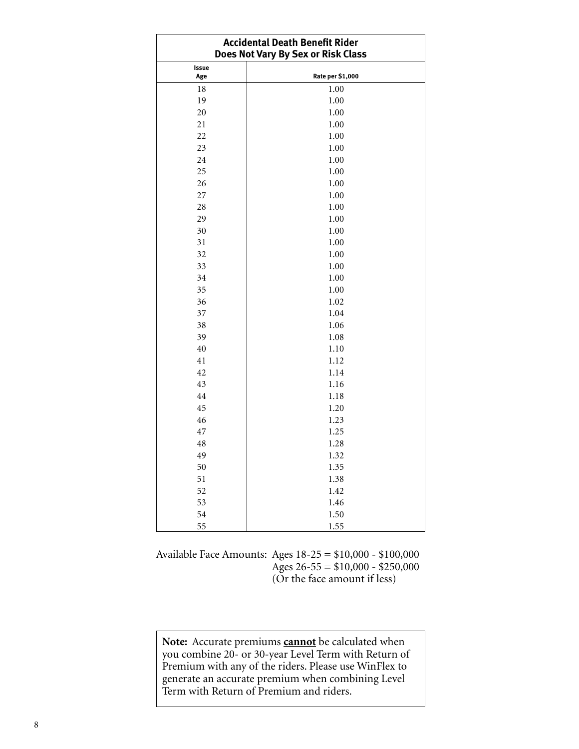| Accidental Death Benefit Rider Does Not Vary By Sex or Risk Class | |
|---|---|
| Issue Age | Rate per $1,000 |
| 18 | 1.00 |
| 19 | 1.00 |
| 20 | 1.00 |
| 21 | 1.00 |
| 22 | 1.00 |
| 23 | 1.00 |
| 24 | 1.00 |
| 25 | 1.00 |
| 26 | 1.00 |
| 27 | 1.00 |
| 28 | 1.00 |
| 29 | 1.00 |
| 30 | 1.00 |
| 31 | 1.00 |
| 32 | 1.00 |
| 33 | 1.00 |
| 34 | 1.00 |
| 35 | 1.00 |
| 36 | 1.02 |
| 37 | 1.04 |
| 38 | 1.06 |
| 39 | 1.08 |
| 40 | 1.10 |
| 41 | 1.12 |
| 42 | 1.14 |
| 43 | 1.16 |
| 44 | 1.18 |
| 45 | 1.20 |
| 46 | 1.23 |
| 47 | 1.25 |
| 48 | 1.28 |
| 49 | 1.32 |
| 50 | 1.35 |
| 51 | 1.38 |
| 52 | 1.42 |
| 53 | 1.46 |
| 54 | 1.50 |
| 55 | 1.55 |

Available Face Amounts: Ages 18-25 = $10,000 - $100,000
Ages 26-55 = $10,000 - $250,000
(Or the face amount if less)

**Note:** Accurate premiums **cannot** be calculated when you combine 20- or 30-year Level Term with Return of Premium with any of the riders. Please use WinFlex to generate an accurate premium when combining Level Term with Return of Premium and riders.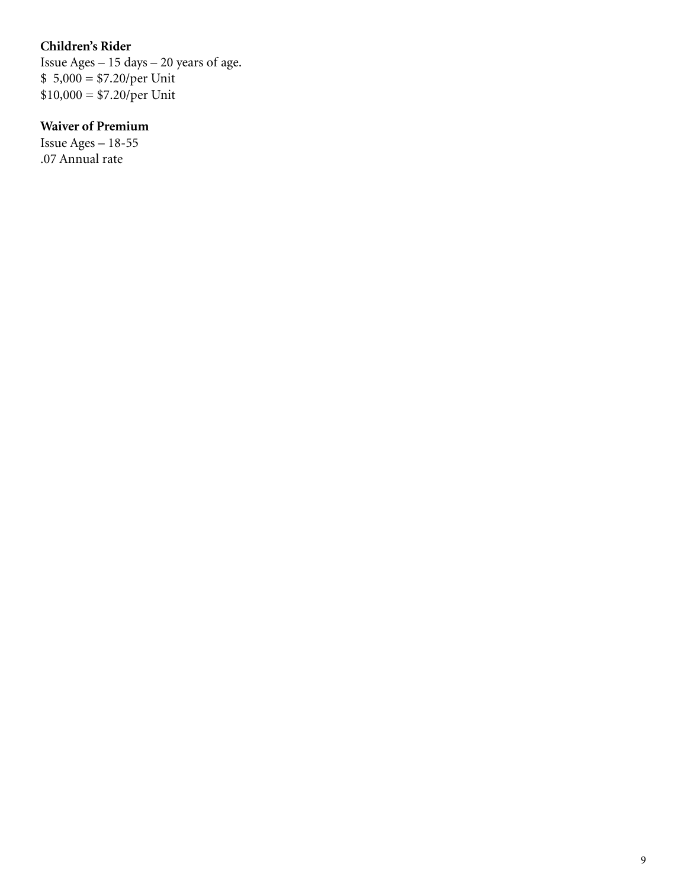**Children's Rider**

Issue Ages – 15 days – 20 years of age.
$ 5,000 = $7.20/per Unit
$10,000 = $7.20/per Unit

**Waiver of Premium**

Issue Ages – 18-55
.07 Annual rate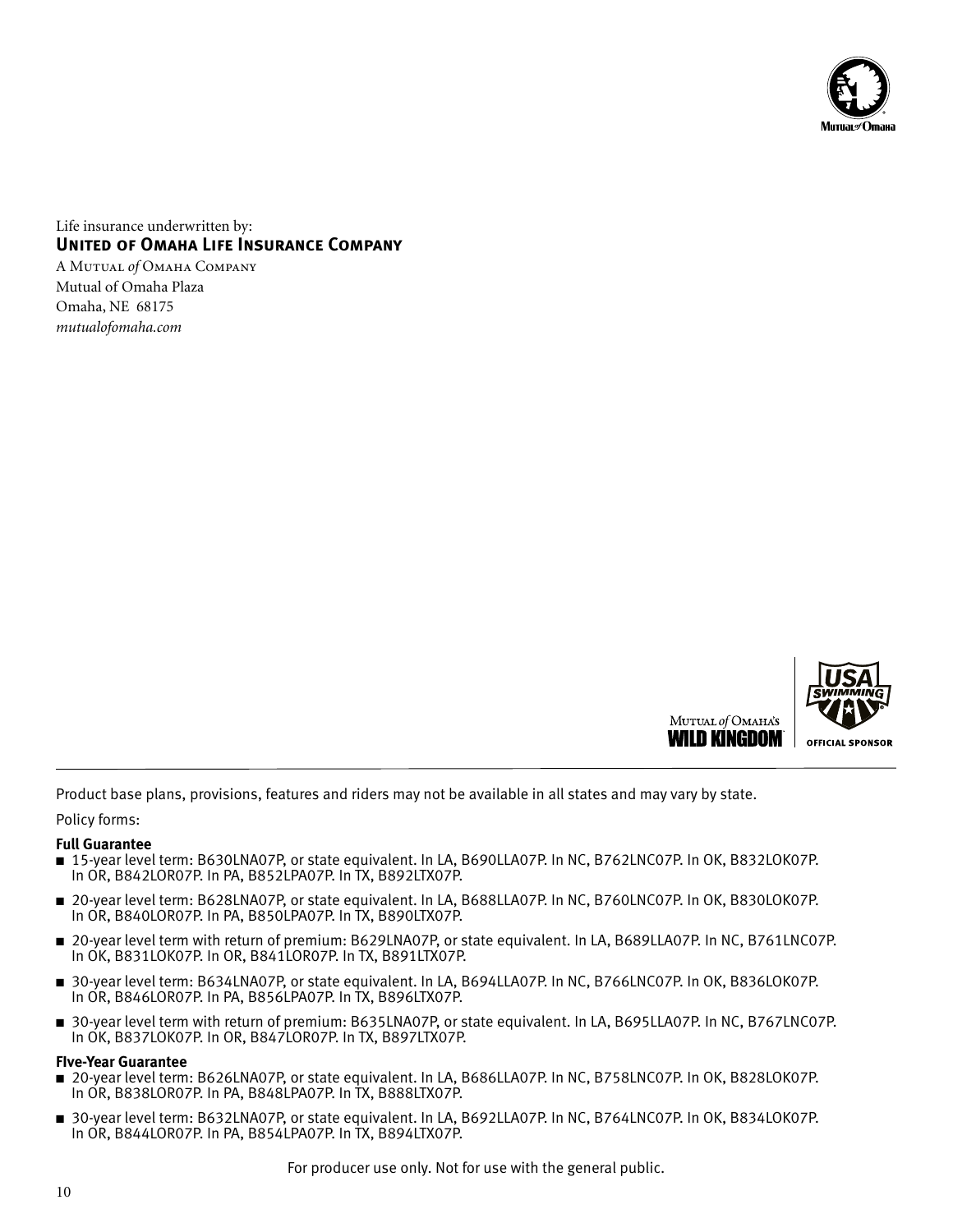Life insurance underwritten by:

**United of Omaha Life Insurance Company**

A Mutual *of* Omaha Company
Mutual of Omaha Plaza
Omaha, NE 68175
*mutualofomaha.com*

Mutual of Omaha's WILD KINGDOM

USA SWIMMING OFFICIAL SPONSOR

---

Product base plans, provisions, features and riders may not be available in all states and may vary by state.

Policy forms:

**Full Guarantee**

- 15-year level term: B630LNA07P, or state equivalent. In LA, B690LLA07P. In NC, B762LNC07P. In OK, B832LOK07P. In OR, B842LOR07P. In PA, B852LPA07P. In TX, B892LTX07P.
- 20-year level term: B628LNA07P, or state equivalent. In LA, B688LLA07P. In NC, B760LNC07P. In OK, B830LOK07P. In OR, B840LOR07P. In PA, B850LPA07P. In TX, B890LTX07P.
- 20-year level term with return of premium: B629LNA07P, or state equivalent. In LA, B689LLA07P. In NC, B761LNC07P. In OK, B831LOK07P. In OR, B841LOR07P. In TX, B891LTX07P.
- 30-year level term: B634LNA07P, or state equivalent. In LA, B694LLA07P. In NC, B766LNC07P. In OK, B836LOK07P. In OR, B846LOR07P. In PA, B856LPA07P. In TX, B896LTX07P.
- 30-year level term with return of premium: B635LNA07P, or state equivalent. In LA, B695LLA07P. In NC, B767LNC07P. In OK, B837LOK07P. In OR, B847LOR07P. In TX, B897LTX07P.

**Five-Year Guarantee**

- 20-year level term: B626LNA07P, or state equivalent. In LA, B686LLA07P. In NC, B758LNC07P. In OK, B828LOK07P. In OR, B838LOR07P. In PA, B848LPA07P. In TX, B888LTX07P.
- 30-year level term: B632LNA07P, or state equivalent. In LA, B692LLA07P. In NC, B764LNC07P. In OK, B834LOK07P. In OR, B844LOR07P. In PA, B854LPA07P. In TX, B894LTX07P.

For producer use only. Not for use with the general public.